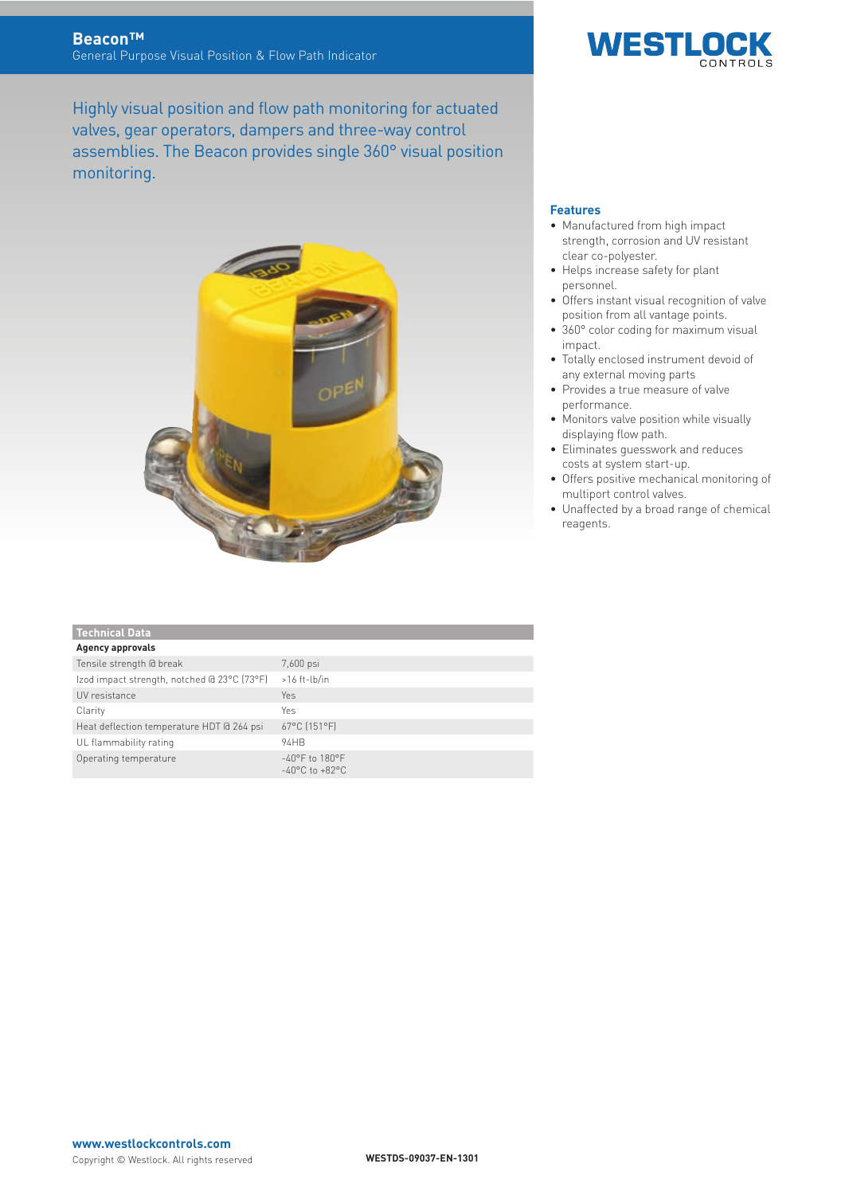# Beacon™

General Purpose Visual Position & Flow Path Indicator

Highly visual position and flow path monitoring for actuated valves, gear operators, dampers and three-way control assemblies. The Beacon provides single 360° visual position monitoring.

## Features

- Manufactured from high impact strength, corrosion and UV resistant clear co-polyester.
- Helps increase safety for plant personnel.
- Offers instant visual recognition of valve position from all vantage points.
- 360° color coding for maximum visual impact.
- Totally enclosed instrument devoid of any external moving parts
- Provides a true measure of valve performance.
- Monitors valve position while visually displaying flow path.
- Eliminates guesswork and reduces costs at system start-up.
- Offers positive mechanical monitoring of multiport control valves.
- Unaffected by a broad range of chemical reagents.

## Technical Data

| **Agency approvals** | |
|---|---|
| Tensile strength @ break | 7,600 psi |
| Izod impact strength, notched @ 23°C (73°F) | >16 ft-lb/in |
| UV resistance | Yes |
| Clarity | Yes |
| Heat deflection temperature HDT @ 264 psi | 67°C (151°F) |
| UL flammability rating | 94HB |
| Operating temperature | -40°F to 180°F<br>-40°C to +82°C |

**www.westlockcontrols.com**

Copyright © Westlock. All rights reserved

**WESTDS-09037-EN-1301**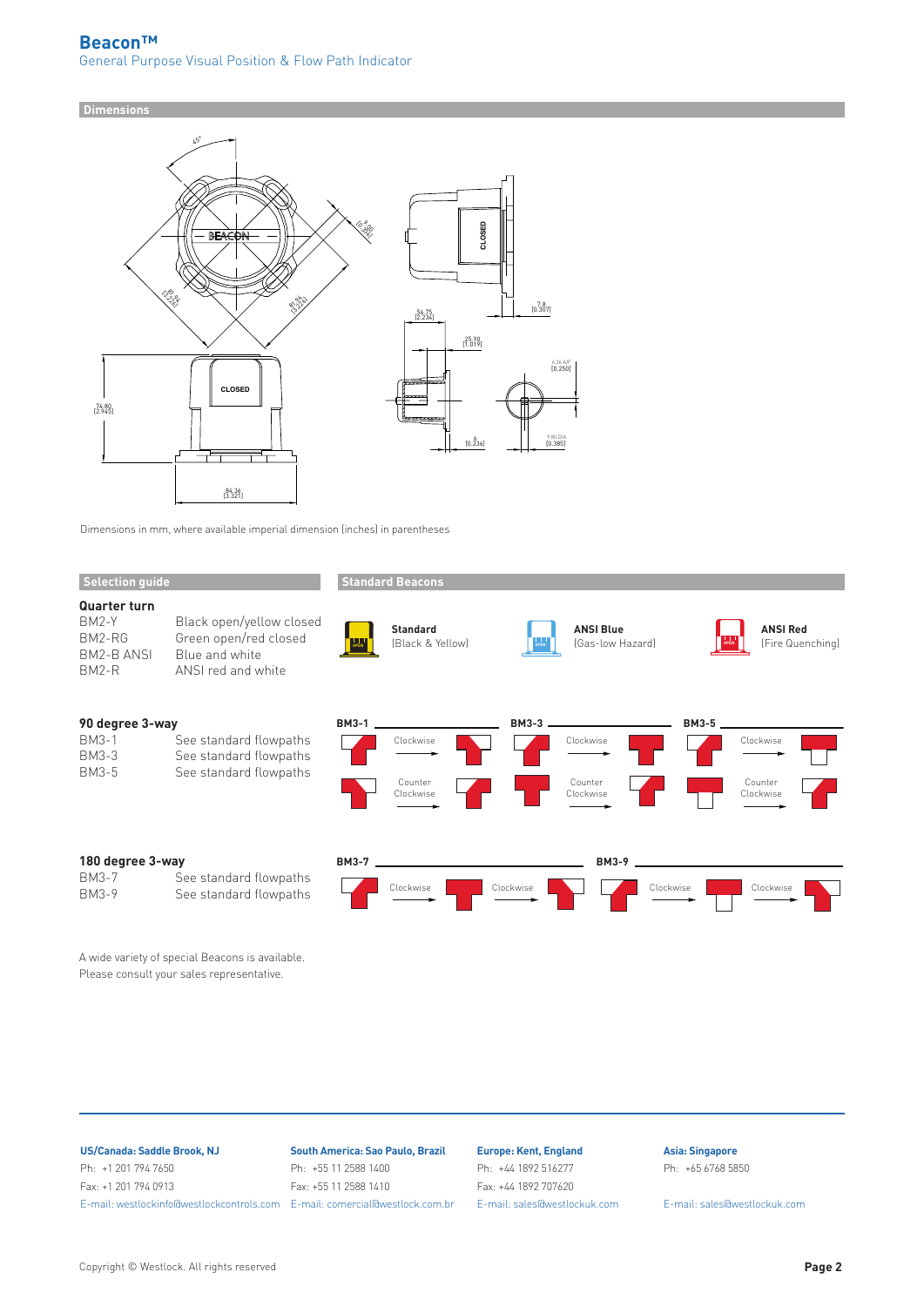# Beacon™

General Purpose Visual Position & Flow Path Indicator

## Dimensions

45°

BEACON

9.00 [0.354]

81.94 [3.226]

81.94 [3.226]

CLOSED

56.75 [2.234]

7.8 [0.307]

25.90 [1.019]

6.36 A/F [0.250]

74.80 [2.945]

6 [0.236]

9.80 DIA [0.385]

84.36 [3.321]

Dimensions in mm, where available imperial dimension (inches) in parentheses

## Selection guide

### Quarter turn

| | |
|---|---|
| BM2-Y | Black open/yellow closed |
| BM2-RG | Green open/red closed |
| BM2-B ANSI | Blue and white |
| BM2-R | ANSI red and white |

### 90 degree 3-way

| | |
|---|---|
| BM3-1 | See standard flowpaths |
| BM3-3 | See standard flowpaths |
| BM3-5 | See standard flowpaths |

### 180 degree 3-way

| | |
|---|---|
| BM3-7 | See standard flowpaths |
| BM3-9 | See standard flowpaths |

## Standard Beacons

**Standard** (Black & Yellow)

**ANSI Blue** (Gas-low Hazard)

**ANSI Red** (Fire Quenching)

**BM3-1** Clockwise / Counter Clockwise

**BM3-3** Clockwise / Counter Clockwise

**BM3-5** Clockwise / Counter Clockwise

**BM3-7** Clockwise / Clockwise

**BM3-9** Clockwise / Clockwise

A wide variety of special Beacons is available.
Please consult your sales representative.

**US/Canada: Saddle Brook, NJ**
Ph: +1 201 794 7650
Fax: +1 201 794 0913
E-mail: westlockinfo@westlockcontrols.com

**South America: Sao Paulo, Brazil**
Ph: +55 11 2588 1400
Fax: +55 11 2588 1410
E-mail: comercial@westlock.com.br

**Europe: Kent, England**
Ph: +44 1892 516277
Fax: +44 1892 707620
E-mail: sales@westlockuk.com

**Asia: Singapore**
Ph: +65 6768 5850
E-mail: sales@westlockuk.com

Copyright © Westlock. All rights reserved